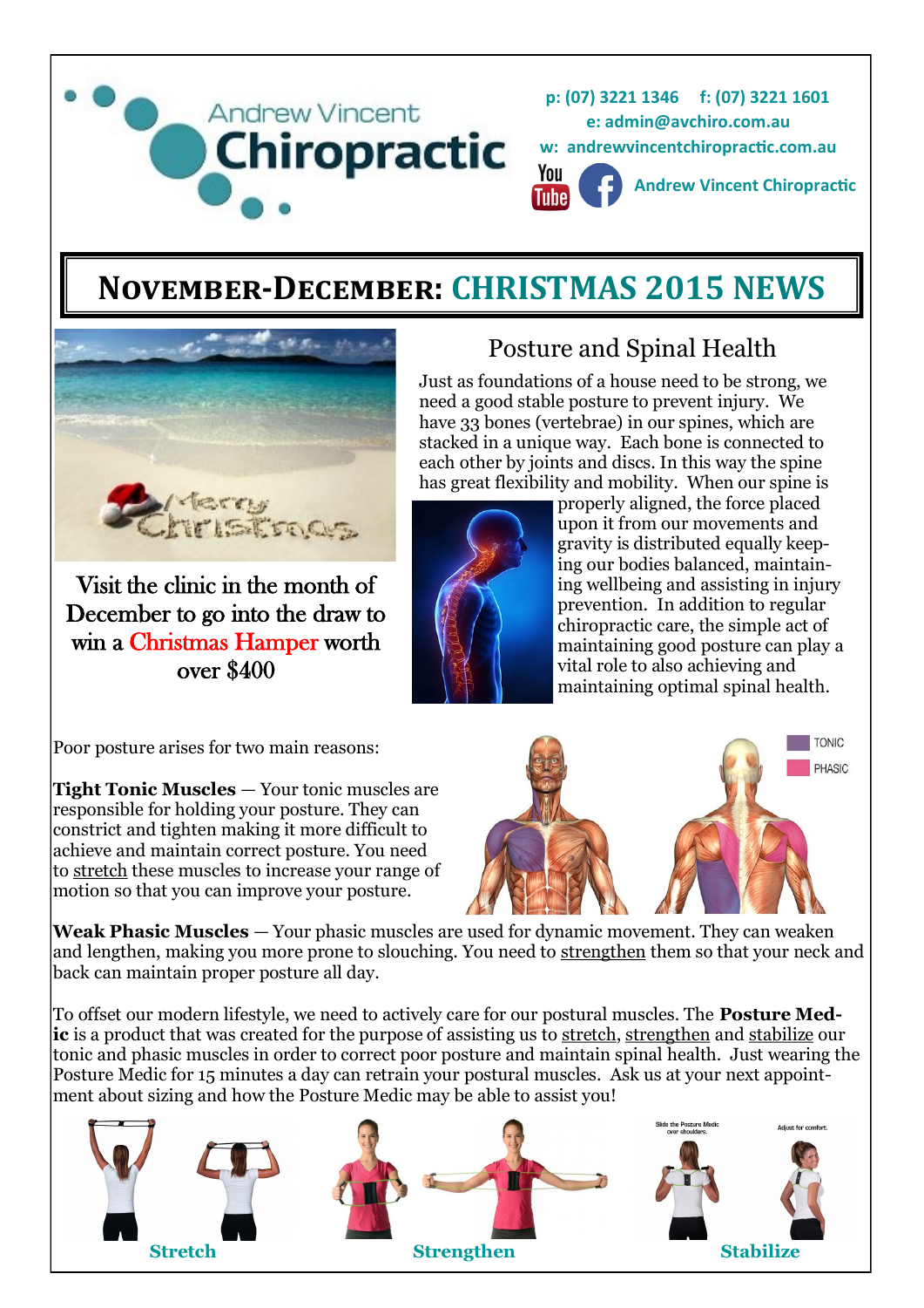Andrew Vincent **Chiropractic**

**p: (07) 3221 1346 f: (07) 3221 1601**
**e: admin@avchiro.com.au**
**w: andrewvincentchiropractic.com.au**

**Andrew Vincent Chiropractic**

# NOVEMBER-DECEMBER: CHRISTMAS 2015 NEWS

Visit the clinic in the month of December to go into the draw to win a Christmas Hamper worth over $400

## Posture and Spinal Health

Just as foundations of a house need to be strong, we need a good stable posture to prevent injury. We have 33 bones (vertebrae) in our spines, which are stacked in a unique way. Each bone is connected to each other by joints and discs. In this way the spine has great flexibility and mobility. When our spine is properly aligned, the force placed upon it from our movements and gravity is distributed equally keeping our bodies balanced, maintaining wellbeing and assisting in injury prevention. In addition to regular chiropractic care, the simple act of maintaining good posture can play a vital role to also achieving and maintaining optimal spinal health.

Poor posture arises for two main reasons:

**Tight Tonic Muscles** — Your tonic muscles are responsible for holding your posture. They can constrict and tighten making it more difficult to achieve and maintain correct posture. You need to stretch these muscles to increase your range of motion so that you can improve your posture.

TONIC
PHASIC

**Weak Phasic Muscles** — Your phasic muscles are used for dynamic movement. They can weaken and lengthen, making you more prone to slouching. You need to strengthen them so that your neck and back can maintain proper posture all day.

To offset our modern lifestyle, we need to actively care for our postural muscles. The **Posture Medic** is a product that was created for the purpose of assisting us to stretch, strengthen and stabilize our tonic and phasic muscles in order to correct poor posture and maintain spinal health. Just wearing the Posture Medic for 15 minutes a day can retrain your postural muscles. Ask us at your next appointment about sizing and how the Posture Medic may be able to assist you!

**Stretch** **Strengthen** **Stabilize**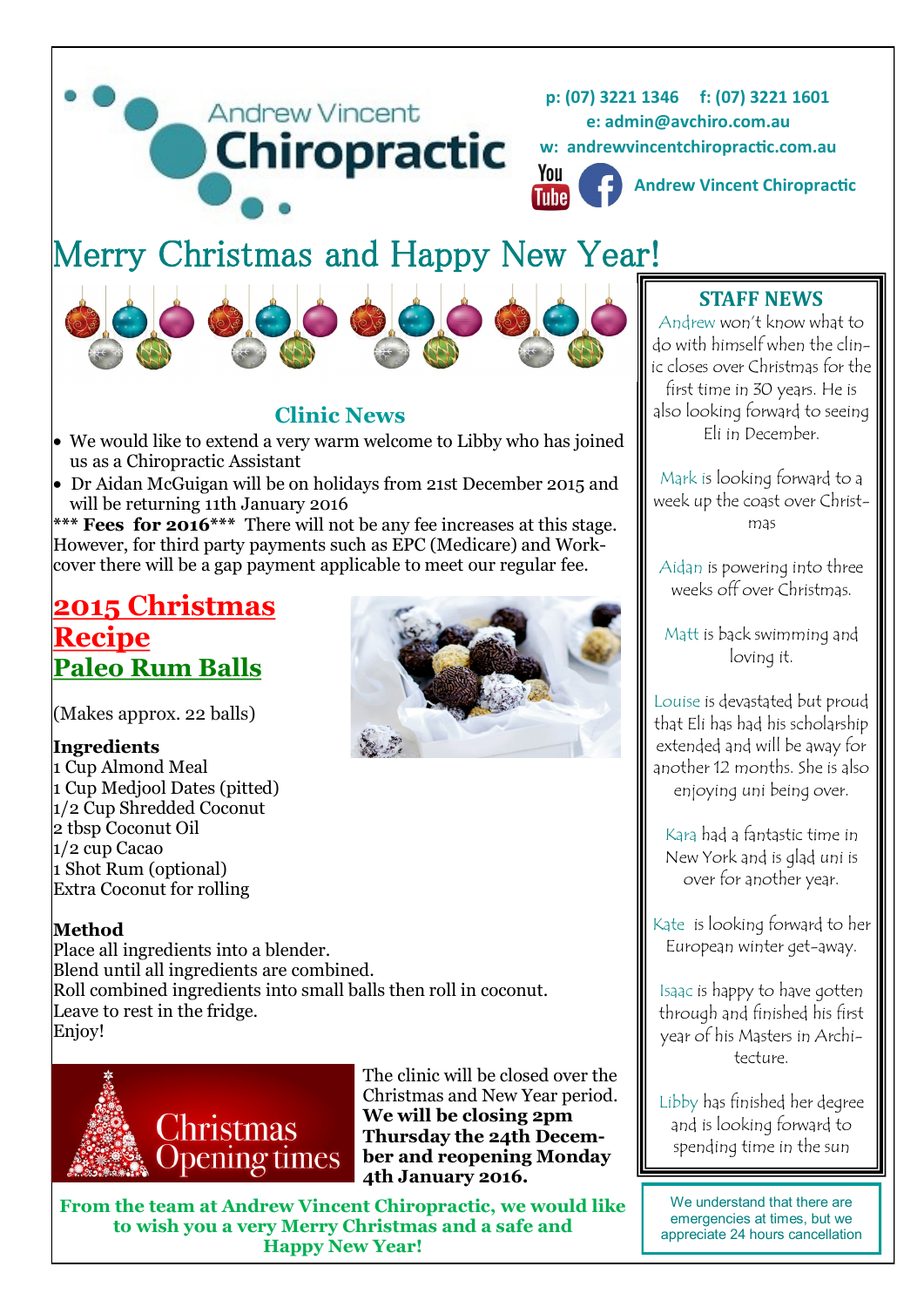Andrew Vincent Chiropractic

p: (07) 3221 1346 f: (07) 3221 1601
e: admin@avchiro.com.au
w: andrewvincentchiropractic.com.au

Andrew Vincent Chiropractic

# Merry Christmas and Happy New Year!

## Clinic News

- We would like to extend a very warm welcome to Libby who has joined us as a Chiropractic Assistant
- Dr Aidan McGuigan will be on holidays from 21st December 2015 and will be returning 11th January 2016

*** **Fees for 2016*** ** There will not be any fee increases at this stage. However, for third party payments such as EPC (Medicare) and Workcover there will be a gap payment applicable to meet our regular fee.

## 2015 Christmas Recipe

## Paleo Rum Balls

(Makes approx. 22 balls)

**Ingredients**

1 Cup Almond Meal
1 Cup Medjool Dates (pitted)
1/2 Cup Shredded Coconut
2 tbsp Coconut Oil
1/2 cup Cacao
1 Shot Rum (optional)
Extra Coconut for rolling

**Method**

Place all ingredients into a blender.
Blend until all ingredients are combined.
Roll combined ingredients into small balls then roll in coconut.
Leave to rest in the fridge.
Enjoy!

Christmas Opening times

The clinic will be closed over the Christmas and New Year period. **We will be closing 2pm Thursday the 24th December and reopening Monday 4th January 2016.**

**From the team at Andrew Vincent Chiropractic, we would like to wish you a very Merry Christmas and a safe and Happy New Year!**

## STAFF NEWS

Andrew won't know what to do with himself when the clinic closes over Christmas for the first time in 30 years. He is also looking forward to seeing Eli in December.

Mark is looking forward to a week up the coast over Christmas

Aidan is powering into three weeks off over Christmas.

Matt is back swimming and loving it.

Louise is devastated but proud that Eli has had his scholarship extended and will be away for another 12 months. She is also enjoying uni being over.

Kara had a fantastic time in New York and is glad uni is over for another year.

Kate is looking forward to her European winter get-away.

Isaac is happy to have gotten through and finished his first year of his Masters in Architecture.

Libby has finished her degree and is looking forward to spending time in the sun

We understand that there are emergencies at times, but we appreciate 24 hours cancellation